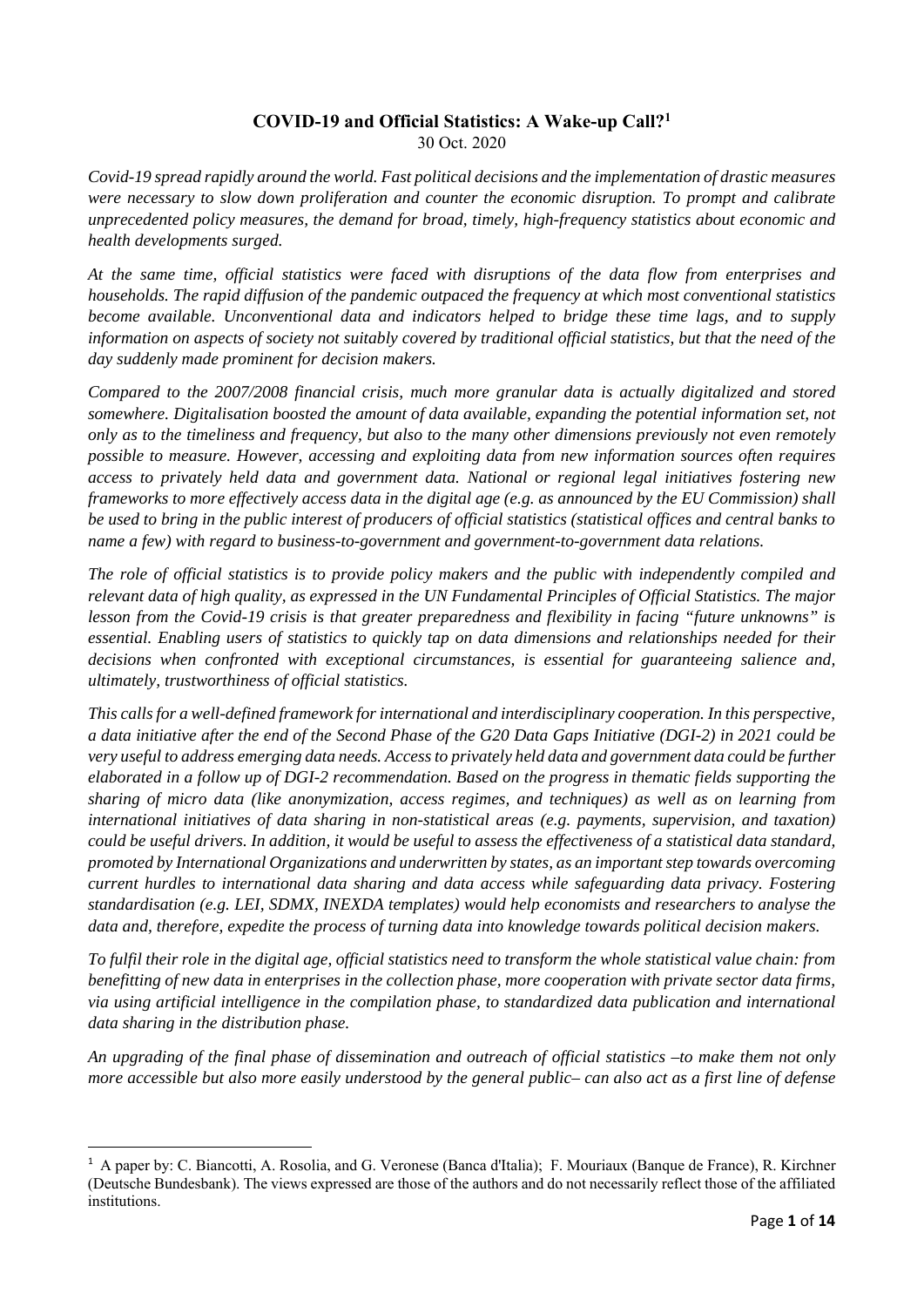# COVID-19 and Official Statistics: A Wake-up Call?[1]

30 Oct. 2020

*Covid-19 spread rapidly around the world. Fast political decisions and the implementation of drastic measures were necessary to slow down proliferation and counter the economic disruption. To prompt and calibrate unprecedented policy measures, the demand for broad, timely, high-frequency statistics about economic and health developments surged.*

*At the same time, official statistics were faced with disruptions of the data flow from enterprises and households. The rapid diffusion of the pandemic outpaced the frequency at which most conventional statistics become available. Unconventional data and indicators helped to bridge these time lags, and to supply information on aspects of society not suitably covered by traditional official statistics, but that the need of the day suddenly made prominent for decision makers.*

*Compared to the 2007/2008 financial crisis, much more granular data is actually digitalized and stored somewhere. Digitalisation boosted the amount of data available, expanding the potential information set, not only as to the timeliness and frequency, but also to the many other dimensions previously not even remotely possible to measure. However, accessing and exploiting data from new information sources often requires access to privately held data and government data. National or regional legal initiatives fostering new frameworks to more effectively access data in the digital age (e.g. as announced by the EU Commission) shall be used to bring in the public interest of producers of official statistics (statistical offices and central banks to name a few) with regard to business-to-government and government-to-government data relations.*

*The role of official statistics is to provide policy makers and the public with independently compiled and relevant data of high quality, as expressed in the UN Fundamental Principles of Official Statistics. The major lesson from the Covid-19 crisis is that greater preparedness and flexibility in facing "future unknowns" is essential. Enabling users of statistics to quickly tap on data dimensions and relationships needed for their decisions when confronted with exceptional circumstances, is essential for guaranteeing salience and, ultimately, trustworthiness of official statistics.*

*This calls for a well-defined framework for international and interdisciplinary cooperation. In this perspective, a data initiative after the end of the Second Phase of the G20 Data Gaps Initiative (DGI-2) in 2021 could be very useful to address emerging data needs. Access to privately held data and government data could be further elaborated in a follow up of DGI-2 recommendation. Based on the progress in thematic fields supporting the sharing of micro data (like anonymization, access regimes, and techniques) as well as on learning from international initiatives of data sharing in non-statistical areas (e.g. payments, supervision, and taxation) could be useful drivers. In addition, it would be useful to assess the effectiveness of a statistical data standard, promoted by International Organizations and underwritten by states, as an important step towards overcoming current hurdles to international data sharing and data access while safeguarding data privacy. Fostering standardisation (e.g. LEI, SDMX, INEXDA templates) would help economists and researchers to analyse the data and, therefore, expedite the process of turning data into knowledge towards political decision makers.*

*To fulfil their role in the digital age, official statistics need to transform the whole statistical value chain: from benefitting of new data in enterprises in the collection phase, more cooperation with private sector data firms, via using artificial intelligence in the compilation phase, to standardized data publication and international data sharing in the distribution phase.*

*An upgrading of the final phase of dissemination and outreach of official statistics –to make them not only more accessible but also more easily understood by the general public– can also act as a first line of defense*

---

[1] A paper by: C. Biancotti, A. Rosolia, and G. Veronese (Banca d'Italia); F. Mouriaux (Banque de France), R. Kirchner (Deutsche Bundesbank). The views expressed are those of the authors and do not necessarily reflect those of the affiliated institutions.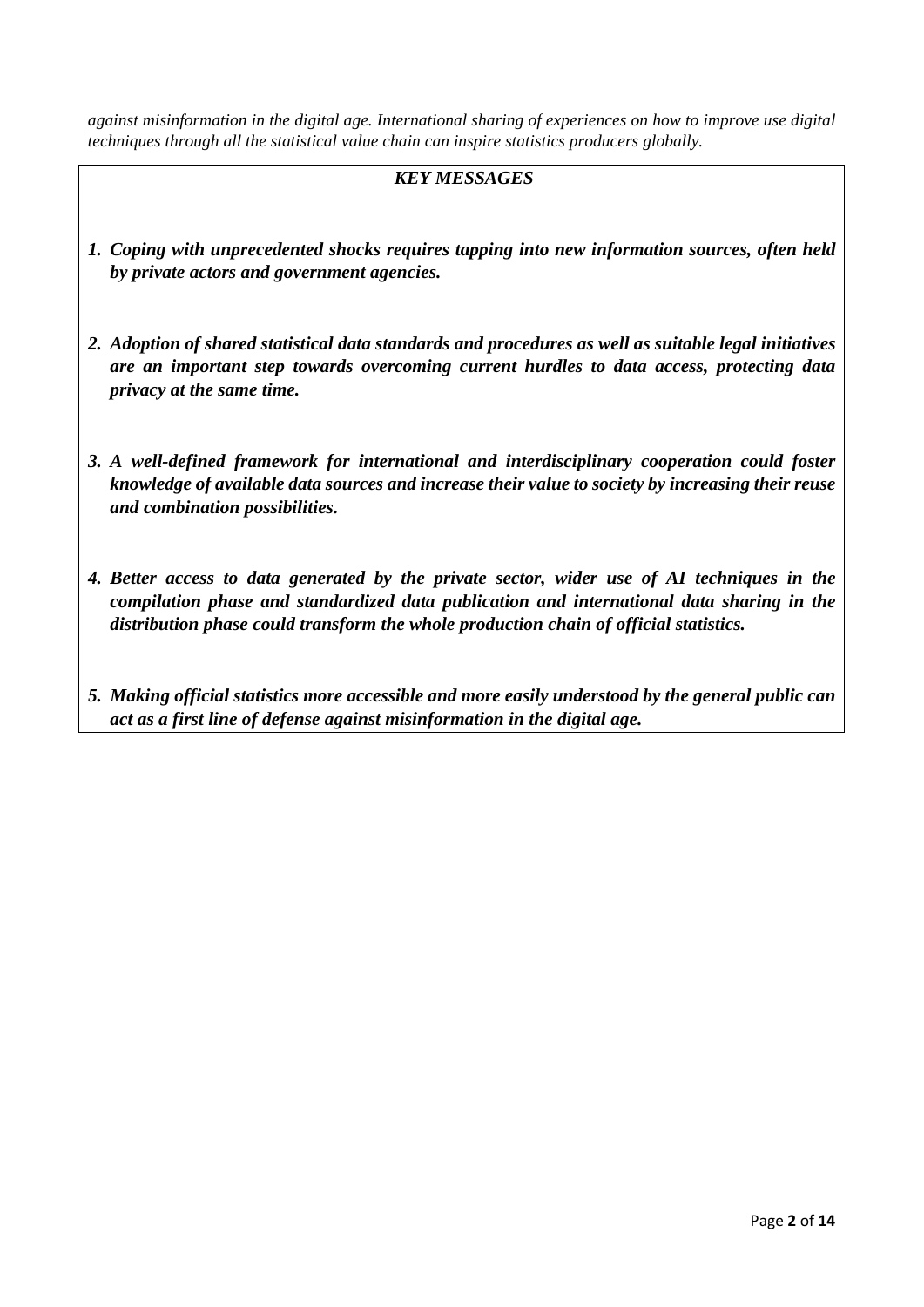*against misinformation in the digital age. International sharing of experiences on how to improve use digital techniques through all the statistical value chain can inspire statistics producers globally.*

***KEY MESSAGES***

1. ***Coping with unprecedented shocks requires tapping into new information sources, often held by private actors and government agencies.***

2. ***Adoption of shared statistical data standards and procedures as well as suitable legal initiatives are an important step towards overcoming current hurdles to data access, protecting data privacy at the same time.***

3. ***A well-defined framework for international and interdisciplinary cooperation could foster knowledge of available data sources and increase their value to society by increasing their reuse and combination possibilities.***

4. ***Better access to data generated by the private sector, wider use of AI techniques in the compilation phase and standardized data publication and international data sharing in the distribution phase could transform the whole production chain of official statistics.***

5. ***Making official statistics more accessible and more easily understood by the general public can act as a first line of defense against misinformation in the digital age.***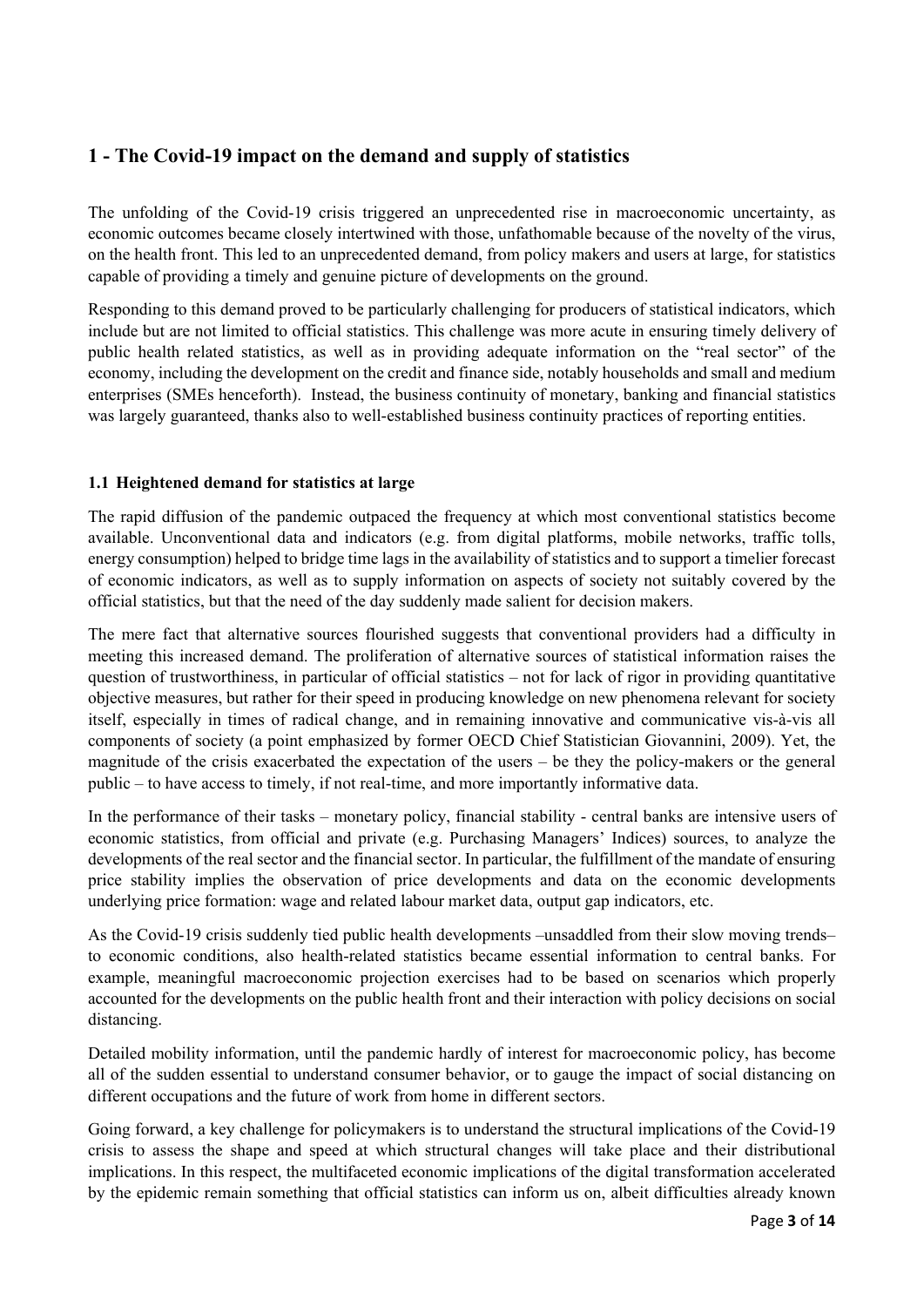## 1 - The Covid-19 impact on the demand and supply of statistics

The unfolding of the Covid-19 crisis triggered an unprecedented rise in macroeconomic uncertainty, as economic outcomes became closely intertwined with those, unfathomable because of the novelty of the virus, on the health front. This led to an unprecedented demand, from policy makers and users at large, for statistics capable of providing a timely and genuine picture of developments on the ground.

Responding to this demand proved to be particularly challenging for producers of statistical indicators, which include but are not limited to official statistics. This challenge was more acute in ensuring timely delivery of public health related statistics, as well as in providing adequate information on the "real sector" of the economy, including the development on the credit and finance side, notably households and small and medium enterprises (SMEs henceforth). Instead, the business continuity of monetary, banking and financial statistics was largely guaranteed, thanks also to well-established business continuity practices of reporting entities.

### 1.1 Heightened demand for statistics at large

The rapid diffusion of the pandemic outpaced the frequency at which most conventional statistics become available. Unconventional data and indicators (e.g. from digital platforms, mobile networks, traffic tolls, energy consumption) helped to bridge time lags in the availability of statistics and to support a timelier forecast of economic indicators, as well as to supply information on aspects of society not suitably covered by the official statistics, but that the need of the day suddenly made salient for decision makers.

The mere fact that alternative sources flourished suggests that conventional providers had a difficulty in meeting this increased demand. The proliferation of alternative sources of statistical information raises the question of trustworthiness, in particular of official statistics – not for lack of rigor in providing quantitative objective measures, but rather for their speed in producing knowledge on new phenomena relevant for society itself, especially in times of radical change, and in remaining innovative and communicative vis-à-vis all components of society (a point emphasized by former OECD Chief Statistician Giovannini, 2009). Yet, the magnitude of the crisis exacerbated the expectation of the users – be they the policy-makers or the general public – to have access to timely, if not real-time, and more importantly informative data.

In the performance of their tasks – monetary policy, financial stability - central banks are intensive users of economic statistics, from official and private (e.g. Purchasing Managers' Indices) sources, to analyze the developments of the real sector and the financial sector. In particular, the fulfillment of the mandate of ensuring price stability implies the observation of price developments and data on the economic developments underlying price formation: wage and related labour market data, output gap indicators, etc.

As the Covid-19 crisis suddenly tied public health developments –unsaddled from their slow moving trends– to economic conditions, also health-related statistics became essential information to central banks. For example, meaningful macroeconomic projection exercises had to be based on scenarios which properly accounted for the developments on the public health front and their interaction with policy decisions on social distancing.

Detailed mobility information, until the pandemic hardly of interest for macroeconomic policy, has become all of the sudden essential to understand consumer behavior, or to gauge the impact of social distancing on different occupations and the future of work from home in different sectors.

Going forward, a key challenge for policymakers is to understand the structural implications of the Covid-19 crisis to assess the shape and speed at which structural changes will take place and their distributional implications. In this respect, the multifaceted economic implications of the digital transformation accelerated by the epidemic remain something that official statistics can inform us on, albeit difficulties already known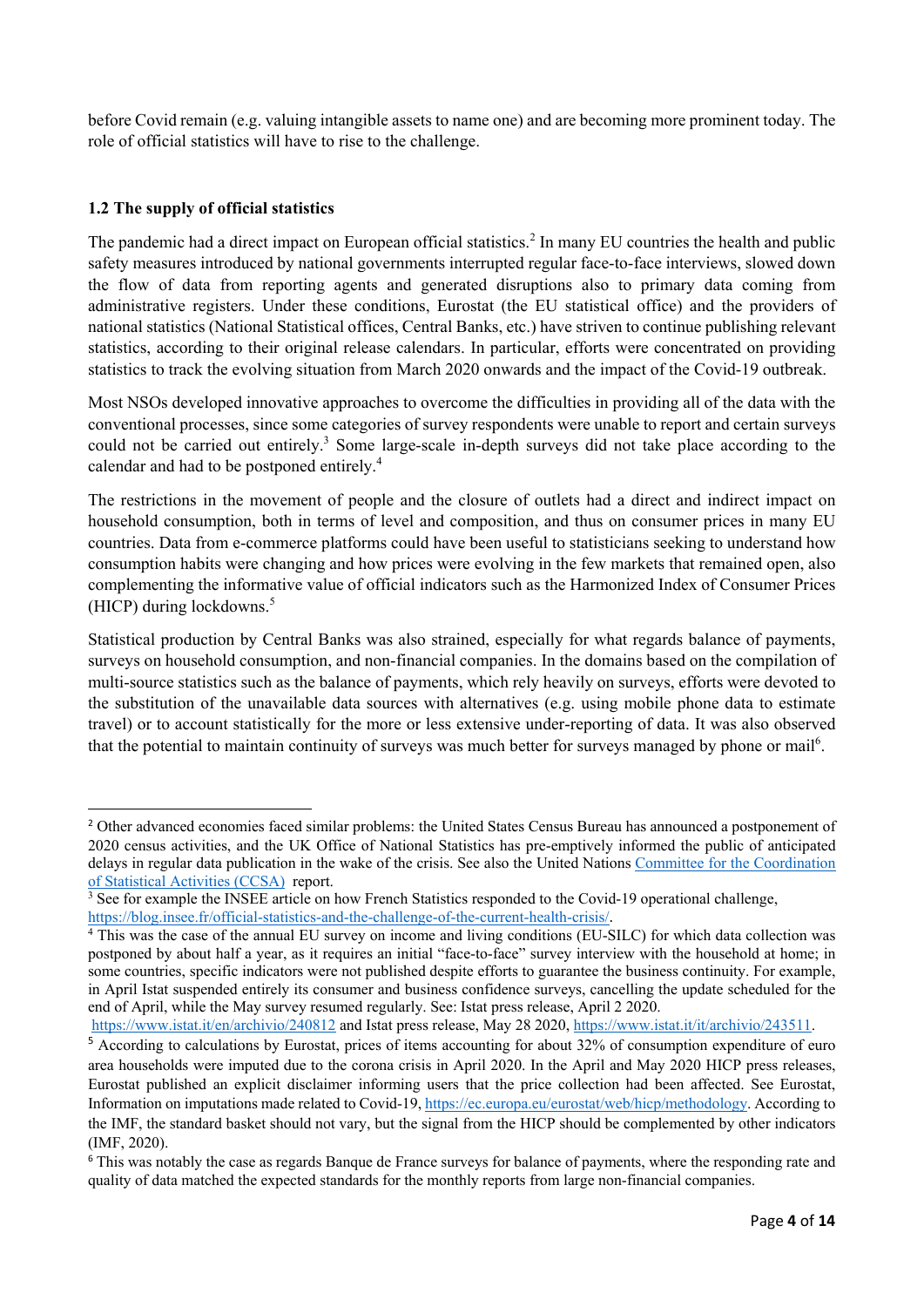before Covid remain (e.g. valuing intangible assets to name one) and are becoming more prominent today. The role of official statistics will have to rise to the challenge.

### 1.2 The supply of official statistics

The pandemic had a direct impact on European official statistics.[2] In many EU countries the health and public safety measures introduced by national governments interrupted regular face-to-face interviews, slowed down the flow of data from reporting agents and generated disruptions also to primary data coming from administrative registers. Under these conditions, Eurostat (the EU statistical office) and the providers of national statistics (National Statistical offices, Central Banks, etc.) have striven to continue publishing relevant statistics, according to their original release calendars. In particular, efforts were concentrated on providing statistics to track the evolving situation from March 2020 onwards and the impact of the Covid-19 outbreak.

Most NSOs developed innovative approaches to overcome the difficulties in providing all of the data with the conventional processes, since some categories of survey respondents were unable to report and certain surveys could not be carried out entirely.[3] Some large-scale in-depth surveys did not take place according to the calendar and had to be postponed entirely.[4]

The restrictions in the movement of people and the closure of outlets had a direct and indirect impact on household consumption, both in terms of level and composition, and thus on consumer prices in many EU countries. Data from e-commerce platforms could have been useful to statisticians seeking to understand how consumption habits were changing and how prices were evolving in the few markets that remained open, also complementing the informative value of official indicators such as the Harmonized Index of Consumer Prices (HICP) during lockdowns.[5]

Statistical production by Central Banks was also strained, especially for what regards balance of payments, surveys on household consumption, and non-financial companies. In the domains based on the compilation of multi-source statistics such as the balance of payments, which rely heavily on surveys, efforts were devoted to the substitution of the unavailable data sources with alternatives (e.g. using mobile phone data to estimate travel) or to account statistically for the more or less extensive under-reporting of data. It was also observed that the potential to maintain continuity of surveys was much better for surveys managed by phone or mail[6].

---

[2] Other advanced economies faced similar problems: the United States Census Bureau has announced a postponement of 2020 census activities, and the UK Office of National Statistics has pre-emptively informed the public of anticipated delays in regular data publication in the wake of the crisis. See also the United Nations Committee for the Coordination of Statistical Activities (CCSA) report.

[3] See for example the INSEE article on how French Statistics responded to the Covid-19 operational challenge, https://blog.insee.fr/official-statistics-and-the-challenge-of-the-current-health-crisis/.

[4] This was the case of the annual EU survey on income and living conditions (EU-SILC) for which data collection was postponed by about half a year, as it requires an initial "face-to-face" survey interview with the household at home; in some countries, specific indicators were not published despite efforts to guarantee the business continuity. For example, in April Istat suspended entirely its consumer and business confidence surveys, cancelling the update scheduled for the end of April, while the May survey resumed regularly. See: Istat press release, April 2 2020. https://www.istat.it/en/archivio/240812 and Istat press release, May 28 2020, https://www.istat.it/it/archivio/243511.

[5] According to calculations by Eurostat, prices of items accounting for about 32% of consumption expenditure of euro area households were imputed due to the corona crisis in April 2020. In the April and May 2020 HICP press releases, Eurostat published an explicit disclaimer informing users that the price collection had been affected. See Eurostat, Information on imputations made related to Covid-19, https://ec.europa.eu/eurostat/web/hicp/methodology. According to the IMF, the standard basket should not vary, but the signal from the HICP should be complemented by other indicators (IMF, 2020).

[6] This was notably the case as regards Banque de France surveys for balance of payments, where the responding rate and quality of data matched the expected standards for the monthly reports from large non-financial companies.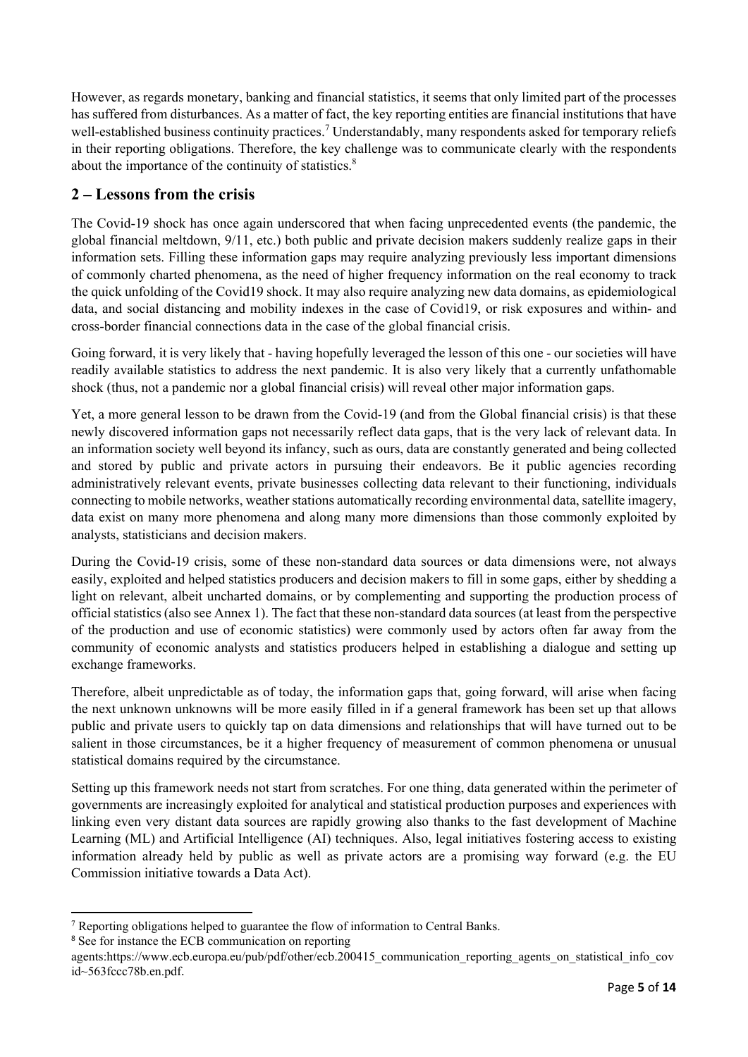However, as regards monetary, banking and financial statistics, it seems that only limited part of the processes has suffered from disturbances. As a matter of fact, the key reporting entities are financial institutions that have well-established business continuity practices.[7] Understandably, many respondents asked for temporary reliefs in their reporting obligations. Therefore, the key challenge was to communicate clearly with the respondents about the importance of the continuity of statistics.[8]

## 2 – Lessons from the crisis

The Covid-19 shock has once again underscored that when facing unprecedented events (the pandemic, the global financial meltdown, 9/11, etc.) both public and private decision makers suddenly realize gaps in their information sets. Filling these information gaps may require analyzing previously less important dimensions of commonly charted phenomena, as the need of higher frequency information on the real economy to track the quick unfolding of the Covid19 shock. It may also require analyzing new data domains, as epidemiological data, and social distancing and mobility indexes in the case of Covid19, or risk exposures and within- and cross-border financial connections data in the case of the global financial crisis.

Going forward, it is very likely that - having hopefully leveraged the lesson of this one - our societies will have readily available statistics to address the next pandemic. It is also very likely that a currently unfathomable shock (thus, not a pandemic nor a global financial crisis) will reveal other major information gaps.

Yet, a more general lesson to be drawn from the Covid-19 (and from the Global financial crisis) is that these newly discovered information gaps not necessarily reflect data gaps, that is the very lack of relevant data. In an information society well beyond its infancy, such as ours, data are constantly generated and being collected and stored by public and private actors in pursuing their endeavors. Be it public agencies recording administratively relevant events, private businesses collecting data relevant to their functioning, individuals connecting to mobile networks, weather stations automatically recording environmental data, satellite imagery, data exist on many more phenomena and along many more dimensions than those commonly exploited by analysts, statisticians and decision makers.

During the Covid-19 crisis, some of these non-standard data sources or data dimensions were, not always easily, exploited and helped statistics producers and decision makers to fill in some gaps, either by shedding a light on relevant, albeit uncharted domains, or by complementing and supporting the production process of official statistics (also see Annex 1). The fact that these non-standard data sources (at least from the perspective of the production and use of economic statistics) were commonly used by actors often far away from the community of economic analysts and statistics producers helped in establishing a dialogue and setting up exchange frameworks.

Therefore, albeit unpredictable as of today, the information gaps that, going forward, will arise when facing the next unknown unknowns will be more easily filled in if a general framework has been set up that allows public and private users to quickly tap on data dimensions and relationships that will have turned out to be salient in those circumstances, be it a higher frequency of measurement of common phenomena or unusual statistical domains required by the circumstance.

Setting up this framework needs not start from scratches. For one thing, data generated within the perimeter of governments are increasingly exploited for analytical and statistical production purposes and experiences with linking even very distant data sources are rapidly growing also thanks to the fast development of Machine Learning (ML) and Artificial Intelligence (AI) techniques. Also, legal initiatives fostering access to existing information already held by public as well as private actors are a promising way forward (e.g. the EU Commission initiative towards a Data Act).

---

[7] Reporting obligations helped to guarantee the flow of information to Central Banks.

[8] See for instance the ECB communication on reporting agents:https://www.ecb.europa.eu/pub/pdf/other/ecb.200415_communication_reporting_agents_on_statistical_info_covid~563fccc78b.en.pdf.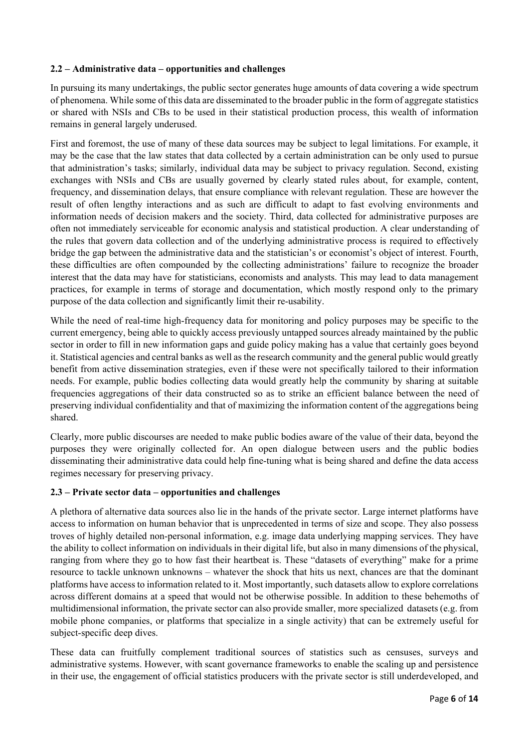### 2.2 – Administrative data – opportunities and challenges

In pursuing its many undertakings, the public sector generates huge amounts of data covering a wide spectrum of phenomena. While some of this data are disseminated to the broader public in the form of aggregate statistics or shared with NSIs and CBs to be used in their statistical production process, this wealth of information remains in general largely underused.

First and foremost, the use of many of these data sources may be subject to legal limitations. For example, it may be the case that the law states that data collected by a certain administration can be only used to pursue that administration's tasks; similarly, individual data may be subject to privacy regulation. Second, existing exchanges with NSIs and CBs are usually governed by clearly stated rules about, for example, content, frequency, and dissemination delays, that ensure compliance with relevant regulation. These are however the result of often lengthy interactions and as such are difficult to adapt to fast evolving environments and information needs of decision makers and the society. Third, data collected for administrative purposes are often not immediately serviceable for economic analysis and statistical production. A clear understanding of the rules that govern data collection and of the underlying administrative process is required to effectively bridge the gap between the administrative data and the statistician's or economist's object of interest. Fourth, these difficulties are often compounded by the collecting administrations' failure to recognize the broader interest that the data may have for statisticians, economists and analysts. This may lead to data management practices, for example in terms of storage and documentation, which mostly respond only to the primary purpose of the data collection and significantly limit their re-usability.

While the need of real-time high-frequency data for monitoring and policy purposes may be specific to the current emergency, being able to quickly access previously untapped sources already maintained by the public sector in order to fill in new information gaps and guide policy making has a value that certainly goes beyond it. Statistical agencies and central banks as well as the research community and the general public would greatly benefit from active dissemination strategies, even if these were not specifically tailored to their information needs. For example, public bodies collecting data would greatly help the community by sharing at suitable frequencies aggregations of their data constructed so as to strike an efficient balance between the need of preserving individual confidentiality and that of maximizing the information content of the aggregations being shared.

Clearly, more public discourses are needed to make public bodies aware of the value of their data, beyond the purposes they were originally collected for. An open dialogue between users and the public bodies disseminating their administrative data could help fine-tuning what is being shared and define the data access regimes necessary for preserving privacy.

### 2.3 – Private sector data – opportunities and challenges

A plethora of alternative data sources also lie in the hands of the private sector. Large internet platforms have access to information on human behavior that is unprecedented in terms of size and scope. They also possess troves of highly detailed non-personal information, e.g. image data underlying mapping services. They have the ability to collect information on individuals in their digital life, but also in many dimensions of the physical, ranging from where they go to how fast their heartbeat is. These "datasets of everything" make for a prime resource to tackle unknown unknowns – whatever the shock that hits us next, chances are that the dominant platforms have access to information related to it. Most importantly, such datasets allow to explore correlations across different domains at a speed that would not be otherwise possible. In addition to these behemoths of multidimensional information, the private sector can also provide smaller, more specialized datasets (e.g. from mobile phone companies, or platforms that specialize in a single activity) that can be extremely useful for subject-specific deep dives.

These data can fruitfully complement traditional sources of statistics such as censuses, surveys and administrative systems. However, with scant governance frameworks to enable the scaling up and persistence in their use, the engagement of official statistics producers with the private sector is still underdeveloped, and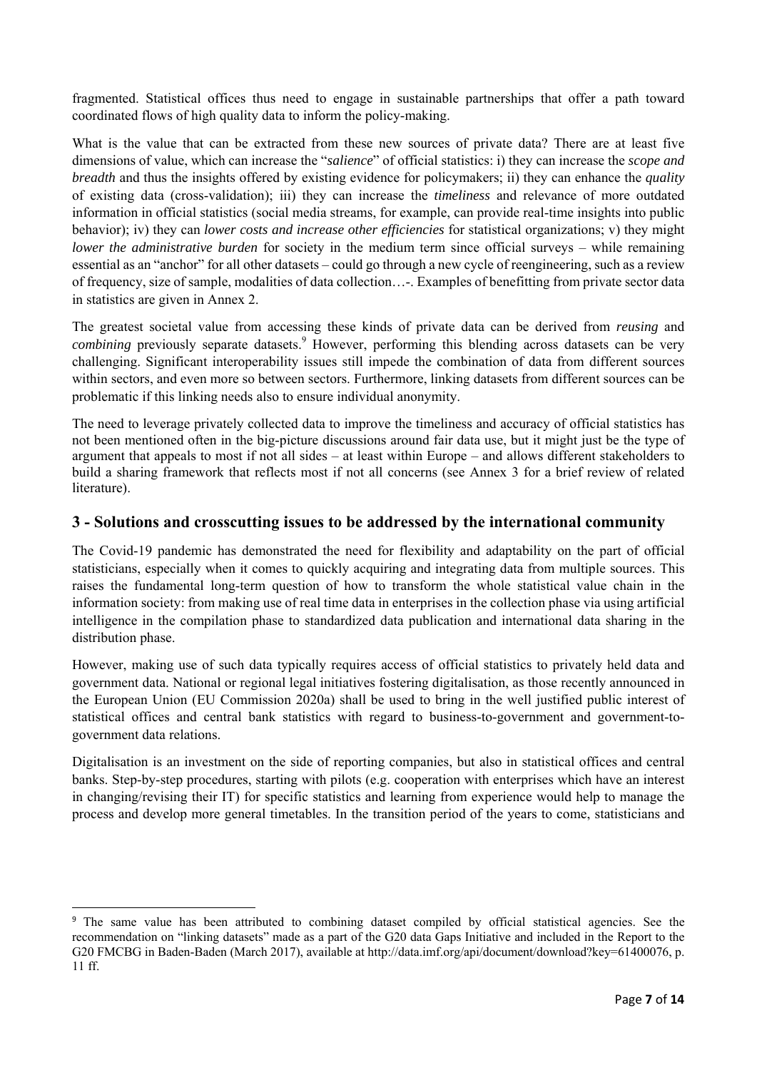fragmented. Statistical offices thus need to engage in sustainable partnerships that offer a path toward coordinated flows of high quality data to inform the policy-making.

What is the value that can be extracted from these new sources of private data? There are at least five dimensions of value, which can increase the "*salience*" of official statistics: i) they can increase the *scope and breadth* and thus the insights offered by existing evidence for policymakers; ii) they can enhance the *quality* of existing data (cross-validation); iii) they can increase the *timeliness* and relevance of more outdated information in official statistics (social media streams, for example, can provide real-time insights into public behavior); iv) they can *lower costs and increase other efficiencies* for statistical organizations; v) they might *lower the administrative burden* for society in the medium term since official surveys – while remaining essential as an "anchor" for all other datasets – could go through a new cycle of reengineering, such as a review of frequency, size of sample, modalities of data collection…-. Examples of benefitting from private sector data in statistics are given in Annex 2.

The greatest societal value from accessing these kinds of private data can be derived from *reusing* and *combining* previously separate datasets.[9] However, performing this blending across datasets can be very challenging. Significant interoperability issues still impede the combination of data from different sources within sectors, and even more so between sectors. Furthermore, linking datasets from different sources can be problematic if this linking needs also to ensure individual anonymity.

The need to leverage privately collected data to improve the timeliness and accuracy of official statistics has not been mentioned often in the big-picture discussions around fair data use, but it might just be the type of argument that appeals to most if not all sides – at least within Europe – and allows different stakeholders to build a sharing framework that reflects most if not all concerns (see Annex 3 for a brief review of related literature).

## 3 - Solutions and crosscutting issues to be addressed by the international community

The Covid-19 pandemic has demonstrated the need for flexibility and adaptability on the part of official statisticians, especially when it comes to quickly acquiring and integrating data from multiple sources. This raises the fundamental long-term question of how to transform the whole statistical value chain in the information society: from making use of real time data in enterprises in the collection phase via using artificial intelligence in the compilation phase to standardized data publication and international data sharing in the distribution phase.

However, making use of such data typically requires access of official statistics to privately held data and government data. National or regional legal initiatives fostering digitalisation, as those recently announced in the European Union (EU Commission 2020a) shall be used to bring in the well justified public interest of statistical offices and central bank statistics with regard to business-to-government and government-to-government data relations.

Digitalisation is an investment on the side of reporting companies, but also in statistical offices and central banks. Step-by-step procedures, starting with pilots (e.g. cooperation with enterprises which have an interest in changing/revising their IT) for specific statistics and learning from experience would help to manage the process and develop more general timetables. In the transition period of the years to come, statisticians and

[9] The same value has been attributed to combining dataset compiled by official statistical agencies. See the recommendation on "linking datasets" made as a part of the G20 data Gaps Initiative and included in the Report to the G20 FMCBG in Baden-Baden (March 2017), available at http://data.imf.org/api/document/download?key=61400076, p. 11 ff.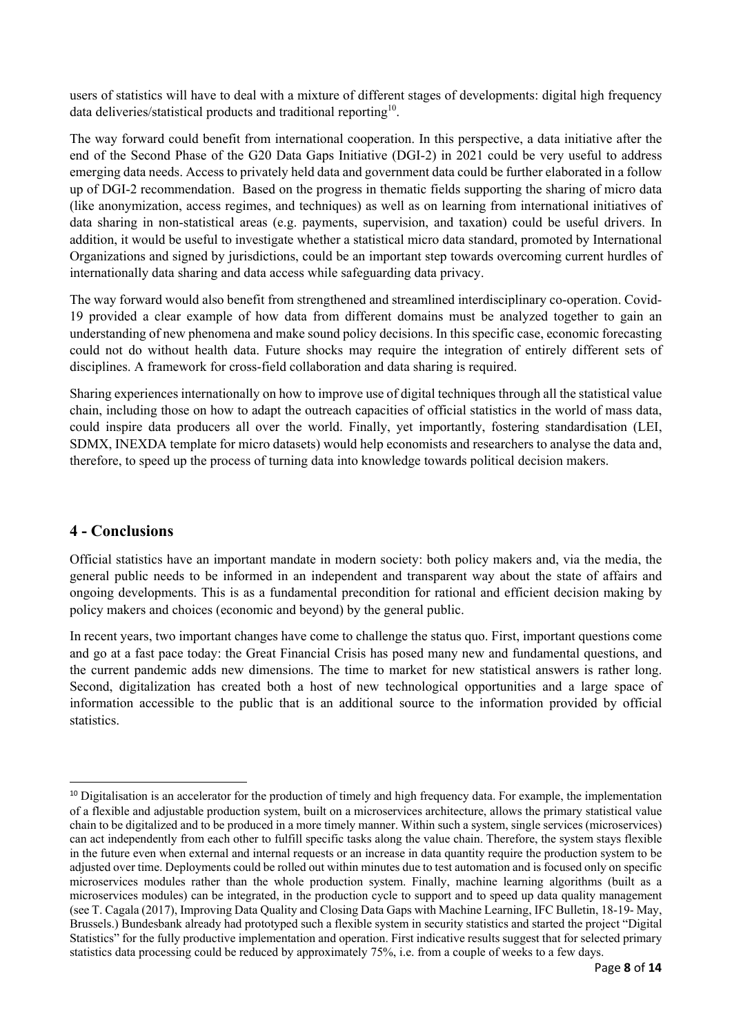users of statistics will have to deal with a mixture of different stages of developments: digital high frequency data deliveries/statistical products and traditional reporting[10].

The way forward could benefit from international cooperation. In this perspective, a data initiative after the end of the Second Phase of the G20 Data Gaps Initiative (DGI-2) in 2021 could be very useful to address emerging data needs. Access to privately held data and government data could be further elaborated in a follow up of DGI-2 recommendation. Based on the progress in thematic fields supporting the sharing of micro data (like anonymization, access regimes, and techniques) as well as on learning from international initiatives of data sharing in non-statistical areas (e.g. payments, supervision, and taxation) could be useful drivers. In addition, it would be useful to investigate whether a statistical micro data standard, promoted by International Organizations and signed by jurisdictions, could be an important step towards overcoming current hurdles of internationally data sharing and data access while safeguarding data privacy.

The way forward would also benefit from strengthened and streamlined interdisciplinary co-operation. Covid-19 provided a clear example of how data from different domains must be analyzed together to gain an understanding of new phenomena and make sound policy decisions. In this specific case, economic forecasting could not do without health data. Future shocks may require the integration of entirely different sets of disciplines. A framework for cross-field collaboration and data sharing is required.

Sharing experiences internationally on how to improve use of digital techniques through all the statistical value chain, including those on how to adapt the outreach capacities of official statistics in the world of mass data, could inspire data producers all over the world. Finally, yet importantly, fostering standardisation (LEI, SDMX, INEXDA template for micro datasets) would help economists and researchers to analyse the data and, therefore, to speed up the process of turning data into knowledge towards political decision makers.

## 4 - Conclusions

Official statistics have an important mandate in modern society: both policy makers and, via the media, the general public needs to be informed in an independent and transparent way about the state of affairs and ongoing developments. This is as a fundamental precondition for rational and efficient decision making by policy makers and choices (economic and beyond) by the general public.

In recent years, two important changes have come to challenge the status quo. First, important questions come and go at a fast pace today: the Great Financial Crisis has posed many new and fundamental questions, and the current pandemic adds new dimensions. The time to market for new statistical answers is rather long. Second, digitalization has created both a host of new technological opportunities and a large space of information accessible to the public that is an additional source to the information provided by official statistics.

---

[10] Digitalisation is an accelerator for the production of timely and high frequency data. For example, the implementation of a flexible and adjustable production system, built on a microservices architecture, allows the primary statistical value chain to be digitalized and to be produced in a more timely manner. Within such a system, single services (microservices) can act independently from each other to fulfill specific tasks along the value chain. Therefore, the system stays flexible in the future even when external and internal requests or an increase in data quantity require the production system to be adjusted over time. Deployments could be rolled out within minutes due to test automation and is focused only on specific microservices modules rather than the whole production system. Finally, machine learning algorithms (built as a microservices modules) can be integrated, in the production cycle to support and to speed up data quality management (see T. Cagala (2017), Improving Data Quality and Closing Data Gaps with Machine Learning, IFC Bulletin, 18-19- May, Brussels.) Bundesbank already had prototyped such a flexible system in security statistics and started the project "Digital Statistics" for the fully productive implementation and operation. First indicative results suggest that for selected primary statistics data processing could be reduced by approximately 75%, i.e. from a couple of weeks to a few days.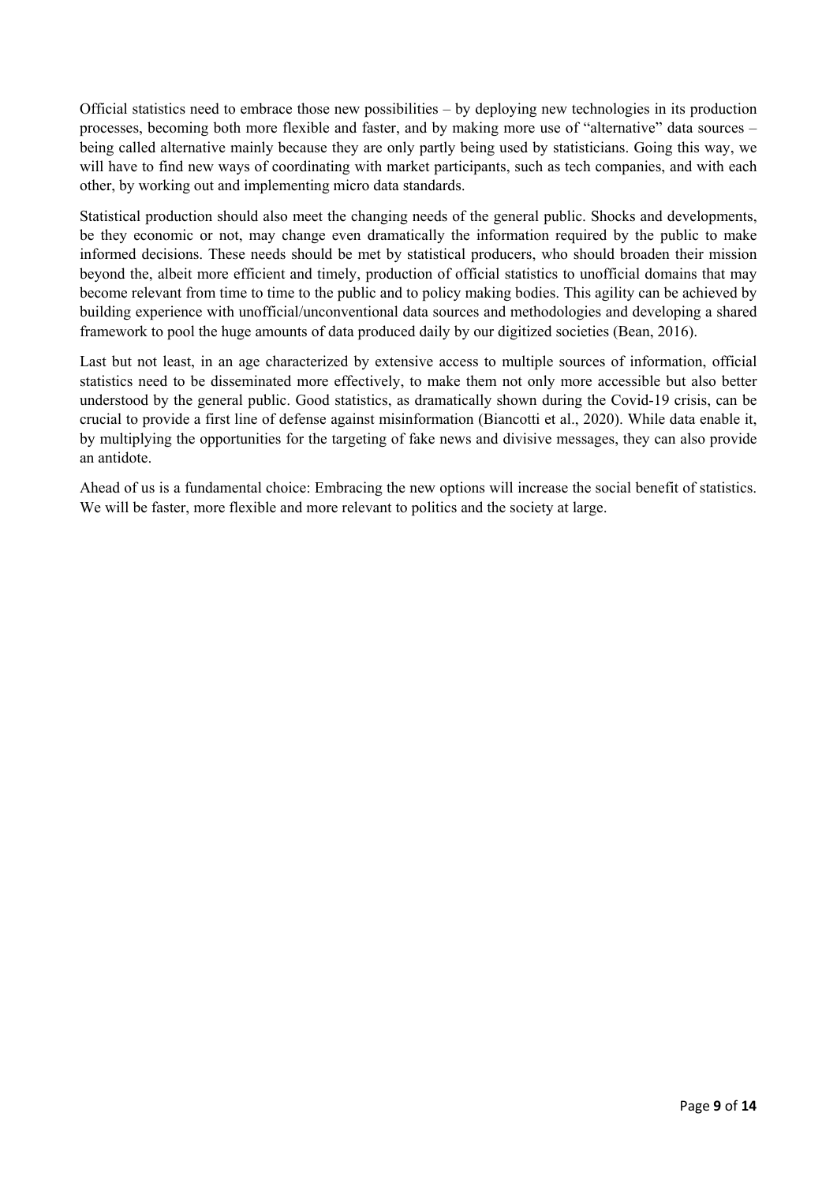Official statistics need to embrace those new possibilities – by deploying new technologies in its production processes, becoming both more flexible and faster, and by making more use of "alternative" data sources – being called alternative mainly because they are only partly being used by statisticians. Going this way, we will have to find new ways of coordinating with market participants, such as tech companies, and with each other, by working out and implementing micro data standards.

Statistical production should also meet the changing needs of the general public. Shocks and developments, be they economic or not, may change even dramatically the information required by the public to make informed decisions. These needs should be met by statistical producers, who should broaden their mission beyond the, albeit more efficient and timely, production of official statistics to unofficial domains that may become relevant from time to time to the public and to policy making bodies. This agility can be achieved by building experience with unofficial/unconventional data sources and methodologies and developing a shared framework to pool the huge amounts of data produced daily by our digitized societies (Bean, 2016).

Last but not least, in an age characterized by extensive access to multiple sources of information, official statistics need to be disseminated more effectively, to make them not only more accessible but also better understood by the general public. Good statistics, as dramatically shown during the Covid-19 crisis, can be crucial to provide a first line of defense against misinformation (Biancotti et al., 2020). While data enable it, by multiplying the opportunities for the targeting of fake news and divisive messages, they can also provide an antidote.

Ahead of us is a fundamental choice: Embracing the new options will increase the social benefit of statistics. We will be faster, more flexible and more relevant to politics and the society at large.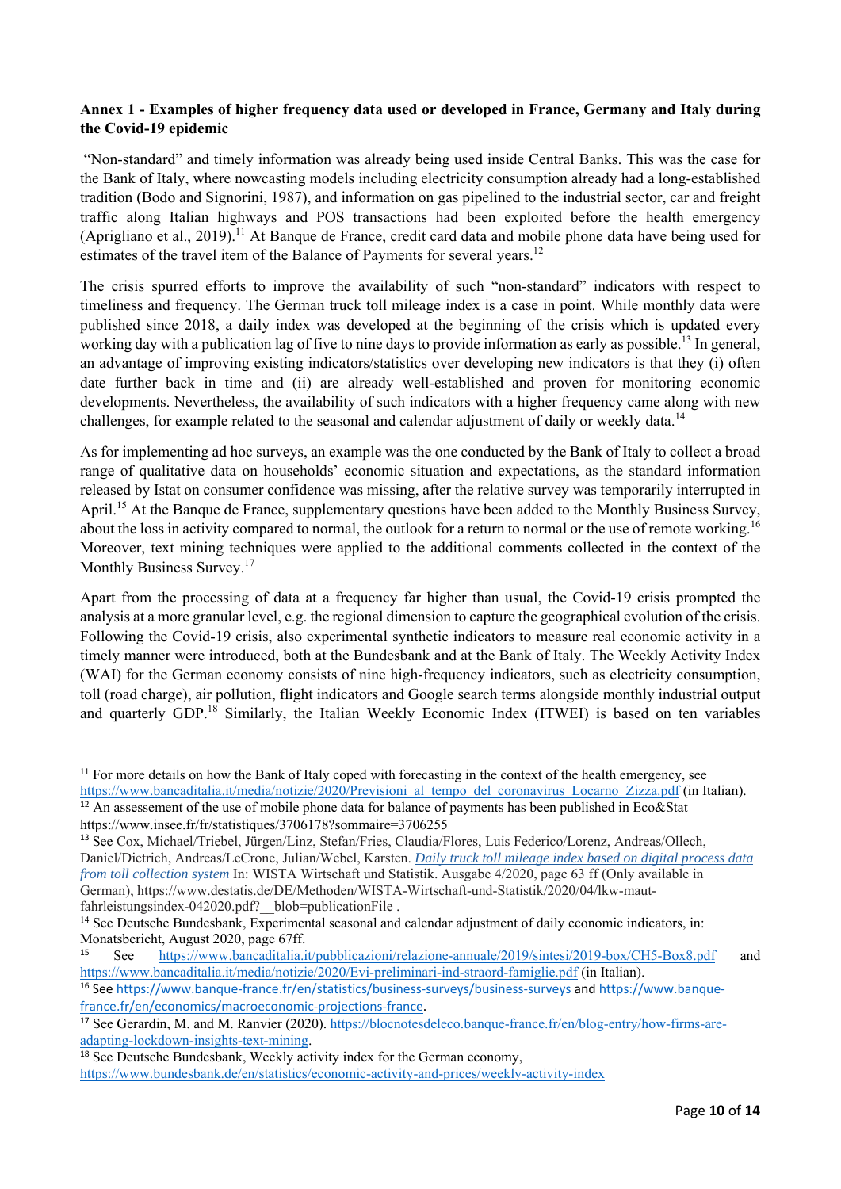**Annex 1 - Examples of higher frequency data used or developed in France, Germany and Italy during the Covid-19 epidemic**

"Non-standard" and timely information was already being used inside Central Banks. This was the case for the Bank of Italy, where nowcasting models including electricity consumption already had a long-established tradition (Bodo and Signorini, 1987), and information on gas pipelined to the industrial sector, car and freight traffic along Italian highways and POS transactions had been exploited before the health emergency (Aprigliano et al., 2019).[11] At Banque de France, credit card data and mobile phone data have being used for estimates of the travel item of the Balance of Payments for several years.[12]

The crisis spurred efforts to improve the availability of such "non-standard" indicators with respect to timeliness and frequency. The German truck toll mileage index is a case in point. While monthly data were published since 2018, a daily index was developed at the beginning of the crisis which is updated every working day with a publication lag of five to nine days to provide information as early as possible.[13] In general, an advantage of improving existing indicators/statistics over developing new indicators is that they (i) often date further back in time and (ii) are already well-established and proven for monitoring economic developments. Nevertheless, the availability of such indicators with a higher frequency came along with new challenges, for example related to the seasonal and calendar adjustment of daily or weekly data.[14]

As for implementing ad hoc surveys, an example was the one conducted by the Bank of Italy to collect a broad range of qualitative data on households' economic situation and expectations, as the standard information released by Istat on consumer confidence was missing, after the relative survey was temporarily interrupted in April.[15] At the Banque de France, supplementary questions have been added to the Monthly Business Survey, about the loss in activity compared to normal, the outlook for a return to normal or the use of remote working.[16] Moreover, text mining techniques were applied to the additional comments collected in the context of the Monthly Business Survey.[17]

Apart from the processing of data at a frequency far higher than usual, the Covid-19 crisis prompted the analysis at a more granular level, e.g. the regional dimension to capture the geographical evolution of the crisis. Following the Covid-19 crisis, also experimental synthetic indicators to measure real economic activity in a timely manner were introduced, both at the Bundesbank and at the Bank of Italy. The Weekly Activity Index (WAI) for the German economy consists of nine high-frequency indicators, such as electricity consumption, toll (road charge), air pollution, flight indicators and Google search terms alongside monthly industrial output and quarterly GDP.[18] Similarly, the Italian Weekly Economic Index (ITWEI) is based on ten variables

---

[11] For more details on how the Bank of Italy coped with forecasting in the context of the health emergency, see https://www.bancaditalia.it/media/notizie/2020/Previsioni_al_tempo_del_coronavirus_Locarno_Zizza.pdf (in Italian).

[12] An assessement of the use of mobile phone data for balance of payments has been published in Eco&Stat https://www.insee.fr/fr/statistiques/3706178?sommaire=3706255

[13] See Cox, Michael/Triebel, Jürgen/Linz, Stefan/Fries, Claudia/Flores, Luis Federico/Lorenz, Andreas/Ollech, Daniel/Dietrich, Andreas/LeCrone, Julian/Webel, Karsten. *Daily truck toll mileage index based on digital process data from toll collection system* In: WISTA Wirtschaft und Statistik. Ausgabe 4/2020, page 63 ff (Only available in German), https://www.destatis.de/DE/Methoden/WISTA-Wirtschaft-und-Statistik/2020/04/lkw-maut-fahrleistungsindex-042020.pdf?__blob=publicationFile .

[14] See Deutsche Bundesbank, Experimental seasonal and calendar adjustment of daily economic indicators, in: Monatsbericht, August 2020, page 67ff.

[15] See https://www.bancaditalia.it/pubblicazioni/relazione-annuale/2019/sintesi/2019-box/CH5-Box8.pdf and https://www.bancaditalia.it/media/notizie/2020/Evi-preliminari-ind-straord-famiglie.pdf (in Italian).

[16] See https://www.banque-france.fr/en/statistics/business-surveys/business-surveys and https://www.banque-france.fr/en/economics/macroeconomic-projections-france.

[17] See Gerardin, M. and M. Ranvier (2020). https://blocnotesdeleco.banque-france.fr/en/blog-entry/how-firms-are-adapting-lockdown-insights-text-mining.

[18] See Deutsche Bundesbank, Weekly activity index for the German economy, https://www.bundesbank.de/en/statistics/economic-activity-and-prices/weekly-activity-index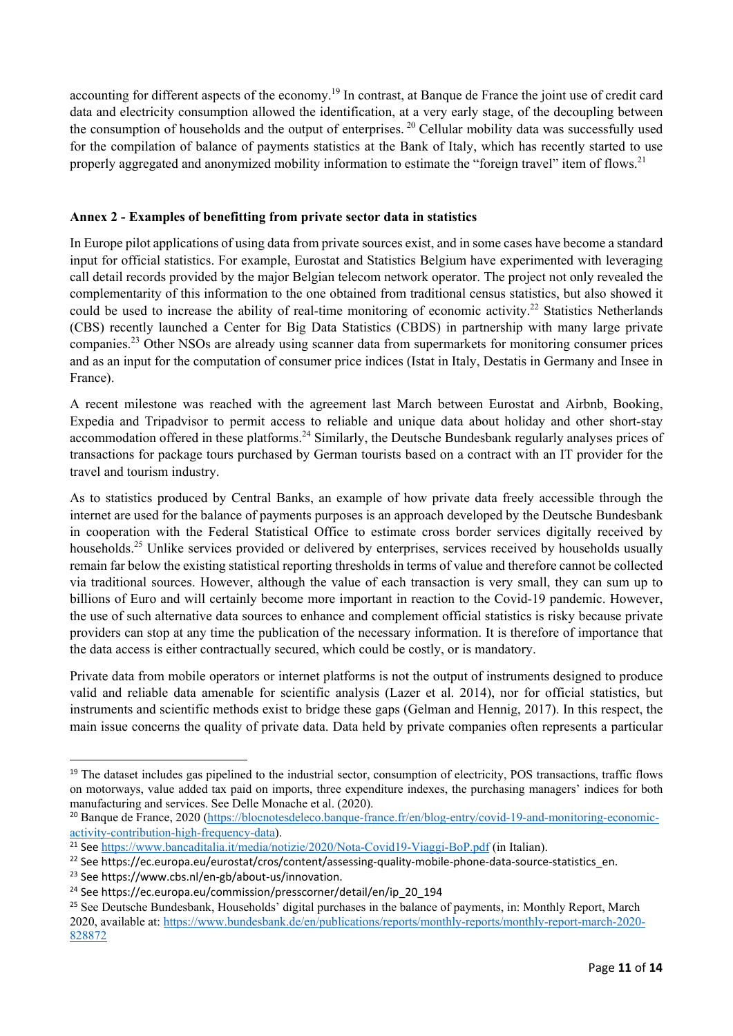accounting for different aspects of the economy.[19] In contrast, at Banque de France the joint use of credit card data and electricity consumption allowed the identification, at a very early stage, of the decoupling between the consumption of households and the output of enterprises.[20] Cellular mobility data was successfully used for the compilation of balance of payments statistics at the Bank of Italy, which has recently started to use properly aggregated and anonymized mobility information to estimate the "foreign travel" item of flows.[21]

## Annex 2 - Examples of benefitting from private sector data in statistics

In Europe pilot applications of using data from private sources exist, and in some cases have become a standard input for official statistics. For example, Eurostat and Statistics Belgium have experimented with leveraging call detail records provided by the major Belgian telecom network operator. The project not only revealed the complementarity of this information to the one obtained from traditional census statistics, but also showed it could be used to increase the ability of real-time monitoring of economic activity.[22] Statistics Netherlands (CBS) recently launched a Center for Big Data Statistics (CBDS) in partnership with many large private companies.[23] Other NSOs are already using scanner data from supermarkets for monitoring consumer prices and as an input for the computation of consumer price indices (Istat in Italy, Destatis in Germany and Insee in France).

A recent milestone was reached with the agreement last March between Eurostat and Airbnb, Booking, Expedia and Tripadvisor to permit access to reliable and unique data about holiday and other short-stay accommodation offered in these platforms.[24] Similarly, the Deutsche Bundesbank regularly analyses prices of transactions for package tours purchased by German tourists based on a contract with an IT provider for the travel and tourism industry.

As to statistics produced by Central Banks, an example of how private data freely accessible through the internet are used for the balance of payments purposes is an approach developed by the Deutsche Bundesbank in cooperation with the Federal Statistical Office to estimate cross border services digitally received by households.[25] Unlike services provided or delivered by enterprises, services received by households usually remain far below the existing statistical reporting thresholds in terms of value and therefore cannot be collected via traditional sources. However, although the value of each transaction is very small, they can sum up to billions of Euro and will certainly become more important in reaction to the Covid-19 pandemic. However, the use of such alternative data sources to enhance and complement official statistics is risky because private providers can stop at any time the publication of the necessary information. It is therefore of importance that the data access is either contractually secured, which could be costly, or is mandatory.

Private data from mobile operators or internet platforms is not the output of instruments designed to produce valid and reliable data amenable for scientific analysis (Lazer et al. 2014), nor for official statistics, but instruments and scientific methods exist to bridge these gaps (Gelman and Hennig, 2017). In this respect, the main issue concerns the quality of private data. Data held by private companies often represents a particular

---

[19] The dataset includes gas pipelined to the industrial sector, consumption of electricity, POS transactions, traffic flows on motorways, value added tax paid on imports, three expenditure indexes, the purchasing managers' indices for both manufacturing and services. See Delle Monache et al. (2020).

[20] Banque de France, 2020 (https://blocnotesdeleco.banque-france.fr/en/blog-entry/covid-19-and-monitoring-economic-activity-contribution-high-frequency-data).

[21] See https://www.bancaditalia.it/media/notizie/2020/Nota-Covid19-Viaggi-BoP.pdf (in Italian).

[22] See https://ec.europa.eu/eurostat/cros/content/assessing-quality-mobile-phone-data-source-statistics_en.

[23] See https://www.cbs.nl/en-gb/about-us/innovation.

[24] See https://ec.europa.eu/commission/presscorner/detail/en/ip_20_194

[25] See Deutsche Bundesbank, Households' digital purchases in the balance of payments, in: Monthly Report, March 2020, available at: https://www.bundesbank.de/en/publications/reports/monthly-reports/monthly-report-march-2020-828872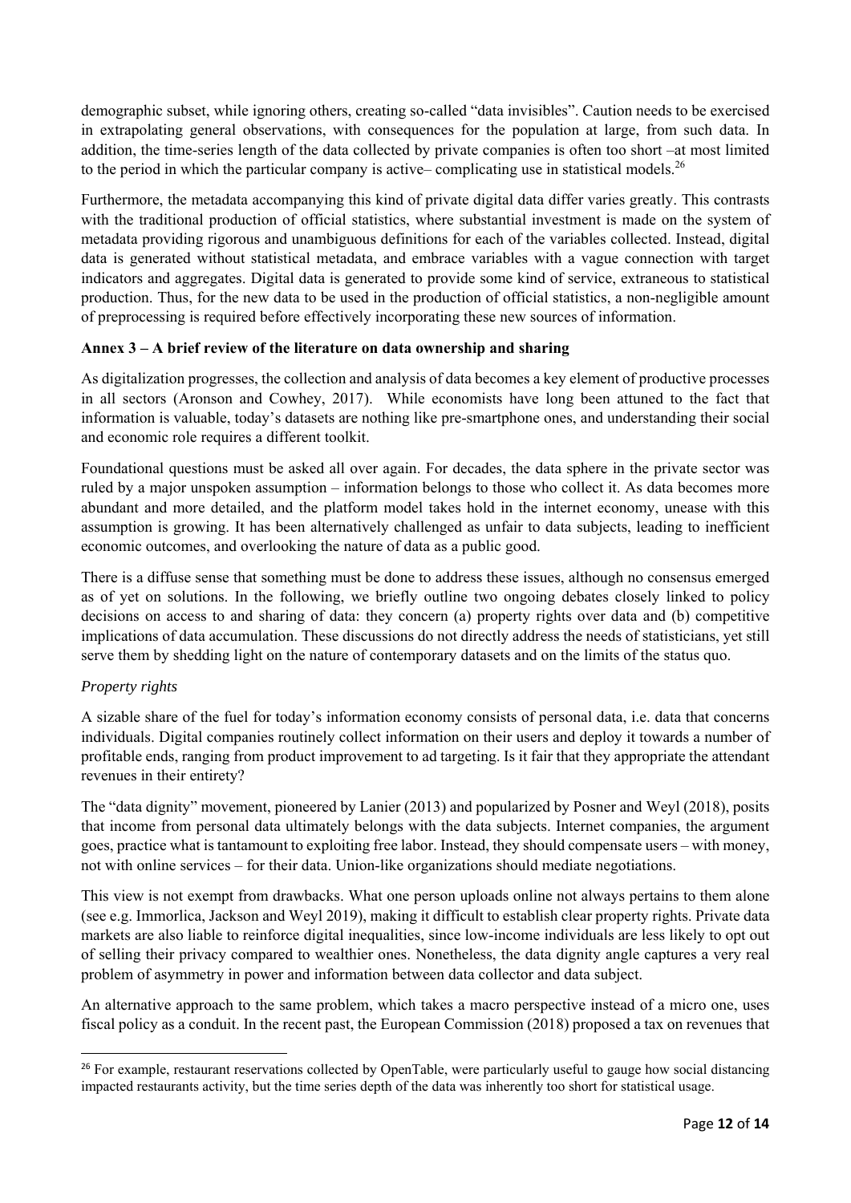demographic subset, while ignoring others, creating so-called "data invisibles". Caution needs to be exercised in extrapolating general observations, with consequences for the population at large, from such data. In addition, the time-series length of the data collected by private companies is often too short –at most limited to the period in which the particular company is active– complicating use in statistical models.[26]

Furthermore, the metadata accompanying this kind of private digital data differ varies greatly. This contrasts with the traditional production of official statistics, where substantial investment is made on the system of metadata providing rigorous and unambiguous definitions for each of the variables collected. Instead, digital data is generated without statistical metadata, and embrace variables with a vague connection with target indicators and aggregates. Digital data is generated to provide some kind of service, extraneous to statistical production. Thus, for the new data to be used in the production of official statistics, a non-negligible amount of preprocessing is required before effectively incorporating these new sources of information.

**Annex 3 – A brief review of the literature on data ownership and sharing**

As digitalization progresses, the collection and analysis of data becomes a key element of productive processes in all sectors (Aronson and Cowhey, 2017). While economists have long been attuned to the fact that information is valuable, today's datasets are nothing like pre-smartphone ones, and understanding their social and economic role requires a different toolkit.

Foundational questions must be asked all over again. For decades, the data sphere in the private sector was ruled by a major unspoken assumption – information belongs to those who collect it. As data becomes more abundant and more detailed, and the platform model takes hold in the internet economy, unease with this assumption is growing. It has been alternatively challenged as unfair to data subjects, leading to inefficient economic outcomes, and overlooking the nature of data as a public good.

There is a diffuse sense that something must be done to address these issues, although no consensus emerged as of yet on solutions. In the following, we briefly outline two ongoing debates closely linked to policy decisions on access to and sharing of data: they concern (a) property rights over data and (b) competitive implications of data accumulation. These discussions do not directly address the needs of statisticians, yet still serve them by shedding light on the nature of contemporary datasets and on the limits of the status quo.

*Property rights*

A sizable share of the fuel for today's information economy consists of personal data, i.e. data that concerns individuals. Digital companies routinely collect information on their users and deploy it towards a number of profitable ends, ranging from product improvement to ad targeting. Is it fair that they appropriate the attendant revenues in their entirety?

The "data dignity" movement, pioneered by Lanier (2013) and popularized by Posner and Weyl (2018), posits that income from personal data ultimately belongs with the data subjects. Internet companies, the argument goes, practice what is tantamount to exploiting free labor. Instead, they should compensate users – with money, not with online services – for their data. Union-like organizations should mediate negotiations.

This view is not exempt from drawbacks. What one person uploads online not always pertains to them alone (see e.g. Immorlica, Jackson and Weyl 2019), making it difficult to establish clear property rights. Private data markets are also liable to reinforce digital inequalities, since low-income individuals are less likely to opt out of selling their privacy compared to wealthier ones. Nonetheless, the data dignity angle captures a very real problem of asymmetry in power and information between data collector and data subject.

An alternative approach to the same problem, which takes a macro perspective instead of a micro one, uses fiscal policy as a conduit. In the recent past, the European Commission (2018) proposed a tax on revenues that

[26] For example, restaurant reservations collected by OpenTable, were particularly useful to gauge how social distancing impacted restaurants activity, but the time series depth of the data was inherently too short for statistical usage.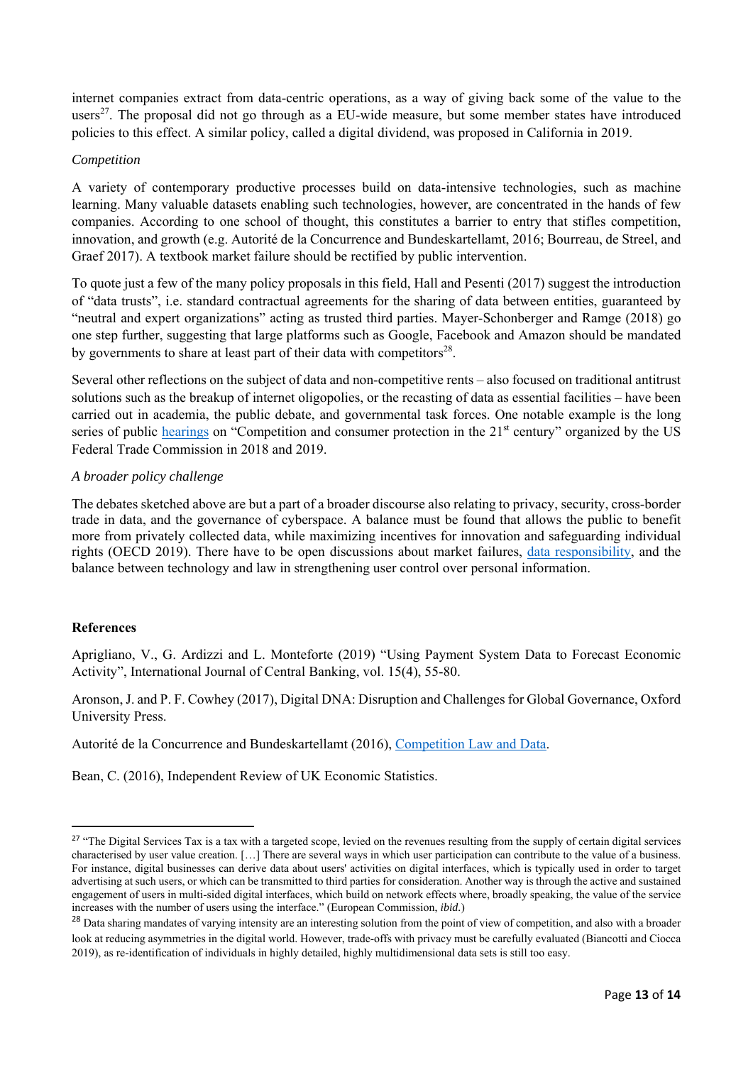internet companies extract from data-centric operations, as a way of giving back some of the value to the users[27]. The proposal did not go through as a EU-wide measure, but some member states have introduced policies to this effect. A similar policy, called a digital dividend, was proposed in California in 2019.

*Competition*

A variety of contemporary productive processes build on data-intensive technologies, such as machine learning. Many valuable datasets enabling such technologies, however, are concentrated in the hands of few companies. According to one school of thought, this constitutes a barrier to entry that stifles competition, innovation, and growth (e.g. Autorité de la Concurrence and Bundeskartellamt, 2016; Bourreau, de Streel, and Graef 2017). A textbook market failure should be rectified by public intervention.

To quote just a few of the many policy proposals in this field, Hall and Pesenti (2017) suggest the introduction of "data trusts", i.e. standard contractual agreements for the sharing of data between entities, guaranteed by "neutral and expert organizations" acting as trusted third parties. Mayer-Schonberger and Ramge (2018) go one step further, suggesting that large platforms such as Google, Facebook and Amazon should be mandated by governments to share at least part of their data with competitors[28].

Several other reflections on the subject of data and non-competitive rents – also focused on traditional antitrust solutions such as the breakup of internet oligopolies, or the recasting of data as essential facilities – have been carried out in academia, the public debate, and governmental task forces. One notable example is the long series of public hearings on "Competition and consumer protection in the 21st century" organized by the US Federal Trade Commission in 2018 and 2019.

*A broader policy challenge*

The debates sketched above are but a part of a broader discourse also relating to privacy, security, cross-border trade in data, and the governance of cyberspace. A balance must be found that allows the public to benefit more from privately collected data, while maximizing incentives for innovation and safeguarding individual rights (OECD 2019). There have to be open discussions about market failures, data responsibility, and the balance between technology and law in strengthening user control over personal information.

**References**

Aprigliano, V., G. Ardizzi and L. Monteforte (2019) "Using Payment System Data to Forecast Economic Activity", International Journal of Central Banking, vol. 15(4), 55-80.

Aronson, J. and P. F. Cowhey (2017), Digital DNA: Disruption and Challenges for Global Governance, Oxford University Press.

Autorité de la Concurrence and Bundeskartellamt (2016), Competition Law and Data.

Bean, C. (2016), Independent Review of UK Economic Statistics.

---

[27] "The Digital Services Tax is a tax with a targeted scope, levied on the revenues resulting from the supply of certain digital services characterised by user value creation. […] There are several ways in which user participation can contribute to the value of a business. For instance, digital businesses can derive data about users' activities on digital interfaces, which is typically used in order to target advertising at such users, or which can be transmitted to third parties for consideration. Another way is through the active and sustained engagement of users in multi-sided digital interfaces, which build on network effects where, broadly speaking, the value of the service increases with the number of users using the interface." (European Commission, *ibid.*)

[28] Data sharing mandates of varying intensity are an interesting solution from the point of view of competition, and also with a broader look at reducing asymmetries in the digital world. However, trade-offs with privacy must be carefully evaluated (Biancotti and Ciocca 2019), as re-identification of individuals in highly detailed, highly multidimensional data sets is still too easy.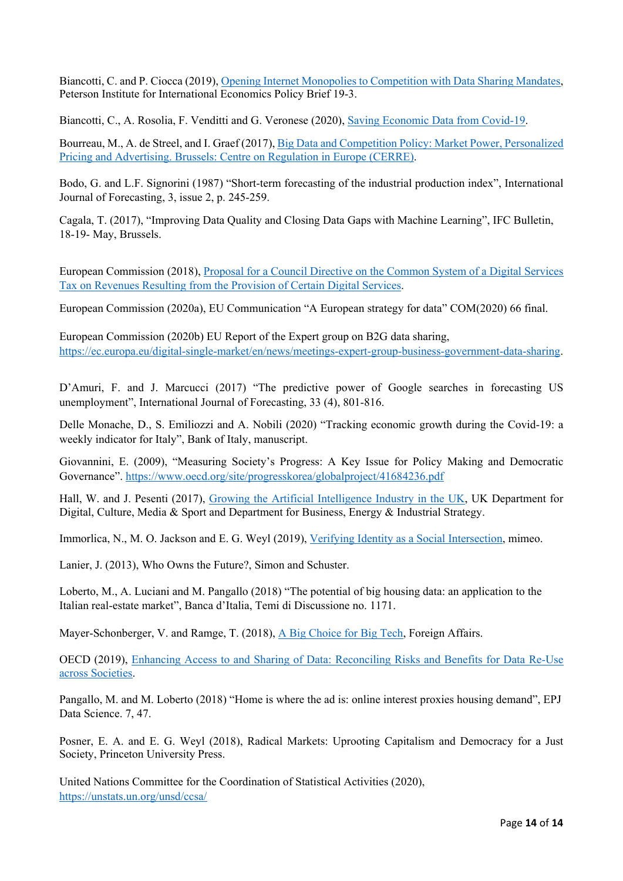Biancotti, C. and P. Ciocca (2019), Opening Internet Monopolies to Competition with Data Sharing Mandates, Peterson Institute for International Economics Policy Brief 19-3.

Biancotti, C., A. Rosolia, F. Venditti and G. Veronese (2020), Saving Economic Data from Covid-19.

Bourreau, M., A. de Streel, and I. Graef (2017), Big Data and Competition Policy: Market Power, Personalized Pricing and Advertising. Brussels: Centre on Regulation in Europe (CERRE).

Bodo, G. and L.F. Signorini (1987) "Short-term forecasting of the industrial production index", International Journal of Forecasting, 3, issue 2, p. 245-259.

Cagala, T. (2017), "Improving Data Quality and Closing Data Gaps with Machine Learning", IFC Bulletin, 18-19- May, Brussels.

European Commission (2018), Proposal for a Council Directive on the Common System of a Digital Services Tax on Revenues Resulting from the Provision of Certain Digital Services.

European Commission (2020a), EU Communication "A European strategy for data" COM(2020) 66 final.

European Commission (2020b) EU Report of the Expert group on B2G data sharing, https://ec.europa.eu/digital-single-market/en/news/meetings-expert-group-business-government-data-sharing.

D'Amuri, F. and J. Marcucci (2017) "The predictive power of Google searches in forecasting US unemployment", International Journal of Forecasting, 33 (4), 801-816.

Delle Monache, D., S. Emiliozzi and A. Nobili (2020) "Tracking economic growth during the Covid-19: a weekly indicator for Italy", Bank of Italy, manuscript.

Giovannini, E. (2009), "Measuring Society's Progress: A Key Issue for Policy Making and Democratic Governance". https://www.oecd.org/site/progresskorea/globalproject/41684236.pdf

Hall, W. and J. Pesenti (2017), Growing the Artificial Intelligence Industry in the UK, UK Department for Digital, Culture, Media & Sport and Department for Business, Energy & Industrial Strategy.

Immorlica, N., M. O. Jackson and E. G. Weyl (2019), Verifying Identity as a Social Intersection, mimeo.

Lanier, J. (2013), Who Owns the Future?, Simon and Schuster.

Loberto, M., A. Luciani and M. Pangallo (2018) "The potential of big housing data: an application to the Italian real-estate market", Banca d'Italia, Temi di Discussione no. 1171.

Mayer-Schonberger, V. and Ramge, T. (2018), A Big Choice for Big Tech, Foreign Affairs.

OECD (2019), Enhancing Access to and Sharing of Data: Reconciling Risks and Benefits for Data Re-Use across Societies.

Pangallo, M. and M. Loberto (2018) "Home is where the ad is: online interest proxies housing demand", EPJ Data Science. 7, 47.

Posner, E. A. and E. G. Weyl (2018), Radical Markets: Uprooting Capitalism and Democracy for a Just Society, Princeton University Press.

United Nations Committee for the Coordination of Statistical Activities (2020), https://unstats.un.org/unsd/ccsa/